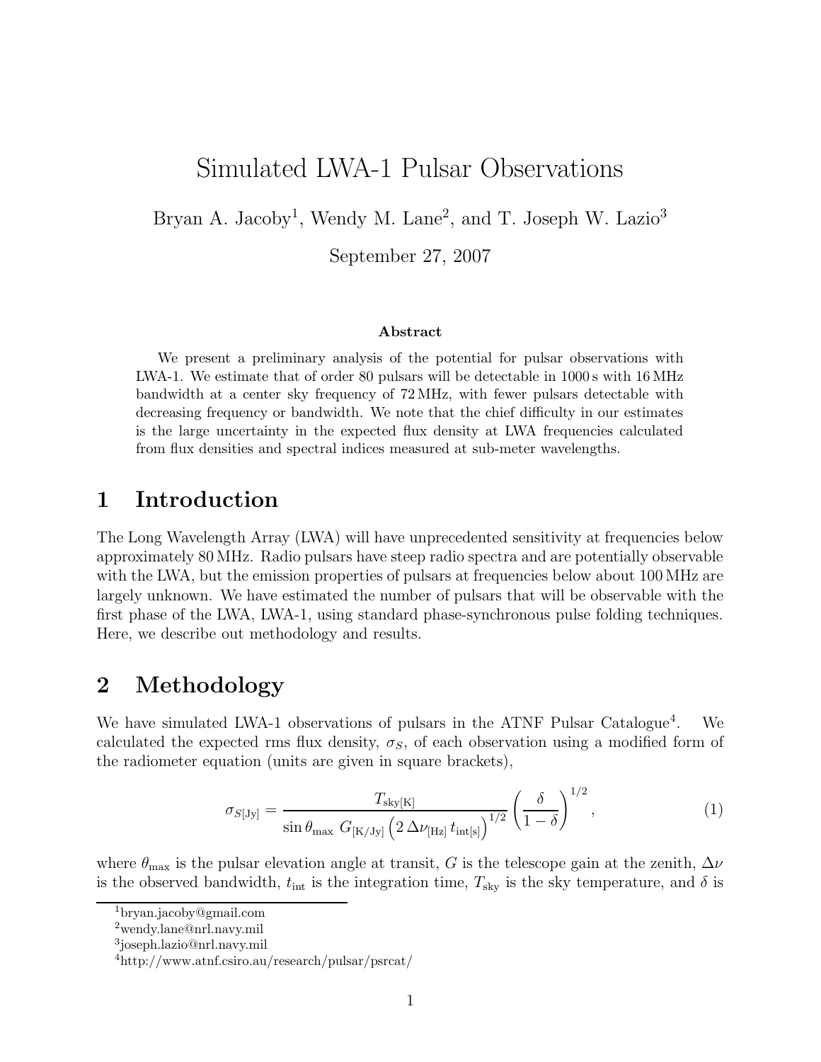# Simulated LWA-1 Pulsar Observations

Bryan A. Jacoby[1], Wendy M. Lane[2], and T. Joseph W. Lazio[3]

September 27, 2007

**Abstract**

We present a preliminary analysis of the potential for pulsar observations with LWA-1. We estimate that of order 80 pulsars will be detectable in 1000 s with 16 MHz bandwidth at a center sky frequency of 72 MHz, with fewer pulsars detectable with decreasing frequency or bandwidth. We note that the chief difficulty in our estimates is the large uncertainty in the expected flux density at LWA frequencies calculated from flux densities and spectral indices measured at sub-meter wavelengths.

## 1 Introduction

The Long Wavelength Array (LWA) will have unprecedented sensitivity at frequencies below approximately 80 MHz. Radio pulsars have steep radio spectra and are potentially observable with the LWA, but the emission properties of pulsars at frequencies below about 100 MHz are largely unknown. We have estimated the number of pulsars that will be observable with the first phase of the LWA, LWA-1, using standard phase-synchronous pulse folding techniques. Here, we describe out methodology and results.

## 2 Methodology

We have simulated LWA-1 observations of pulsars in the ATNF Pulsar Catalogue[4]. We calculated the expected rms flux density, $\sigma_S$, of each observation using a modified form of the radiometer equation (units are given in square brackets),

$$\sigma_{S[\mathrm{Jy}]} = \frac{T_{\mathrm{sky[K]}}}{\sin\theta_{\mathrm{max}}\ G_{[\mathrm{K/Jy}]}\left(2\,\Delta\nu_{[\mathrm{Hz}]}\,t_{\mathrm{int[s]}}\right)^{1/2}}\left(\frac{\delta}{1-\delta}\right)^{1/2}, \tag{1}$$

where $\theta_{\mathrm{max}}$ is the pulsar elevation angle at transit, $G$ is the telescope gain at the zenith, $\Delta\nu$ is the observed bandwidth, $t_{\mathrm{int}}$ is the integration time, $T_{\mathrm{sky}}$ is the sky temperature, and $\delta$ is

[1] bryan.jacoby@gmail.com

[2] wendy.lane@nrl.navy.mil

[3] joseph.lazio@nrl.navy.mil

[4] http://www.atnf.csiro.au/research/pulsar/psrcat/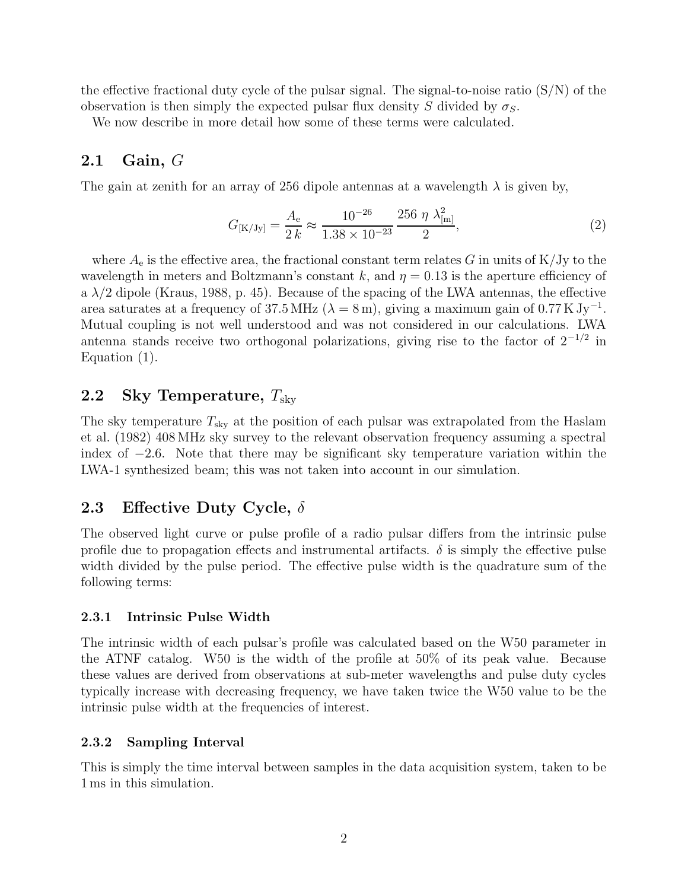the effective fractional duty cycle of the pulsar signal. The signal-to-noise ratio (S/N) of the observation is then simply the expected pulsar flux density $S$ divided by $\sigma_S$.

We now describe in more detail how some of these terms were calculated.

## 2.1 Gain, $G$

The gain at zenith for an array of 256 dipole antennas at a wavelength $\lambda$ is given by,

$$G_{[\mathrm{K/Jy}]} = \frac{A_\mathrm{e}}{2\,k} \approx \frac{10^{-26}}{1.38 \times 10^{-23}} \frac{256\ \eta\ \lambda^2_{[\mathrm{m}]}}{2}, \tag{2}$$

where $A_\mathrm{e}$ is the effective area, the fractional constant term relates $G$ in units of K/Jy to the wavelength in meters and Boltzmann's constant $k$, and $\eta = 0.13$ is the aperture efficiency of a $\lambda/2$ dipole (Kraus, 1988, p. 45). Because of the spacing of the LWA antennas, the effective area saturates at a frequency of 37.5 MHz ($\lambda = 8$ m), giving a maximum gain of 0.77 K Jy$^{-1}$. Mutual coupling is not well understood and was not considered in our calculations. LWA antenna stands receive two orthogonal polarizations, giving rise to the factor of $2^{-1/2}$ in Equation (1).

## 2.2 Sky Temperature, $T_\mathrm{sky}$

The sky temperature $T_\mathrm{sky}$ at the position of each pulsar was extrapolated from the Haslam et al. (1982) 408 MHz sky survey to the relevant observation frequency assuming a spectral index of $-2.6$. Note that there may be significant sky temperature variation within the LWA-1 synthesized beam; this was not taken into account in our simulation.

## 2.3 Effective Duty Cycle, $\delta$

The observed light curve or pulse profile of a radio pulsar differs from the intrinsic pulse profile due to propagation effects and instrumental artifacts. $\delta$ is simply the effective pulse width divided by the pulse period. The effective pulse width is the quadrature sum of the following terms:

### 2.3.1 Intrinsic Pulse Width

The intrinsic width of each pulsar's profile was calculated based on the W50 parameter in the ATNF catalog. W50 is the width of the profile at 50% of its peak value. Because these values are derived from observations at sub-meter wavelengths and pulse duty cycles typically increase with decreasing frequency, we have taken twice the W50 value to be the intrinsic pulse width at the frequencies of interest.

### 2.3.2 Sampling Interval

This is simply the time interval between samples in the data acquisition system, taken to be 1 ms in this simulation.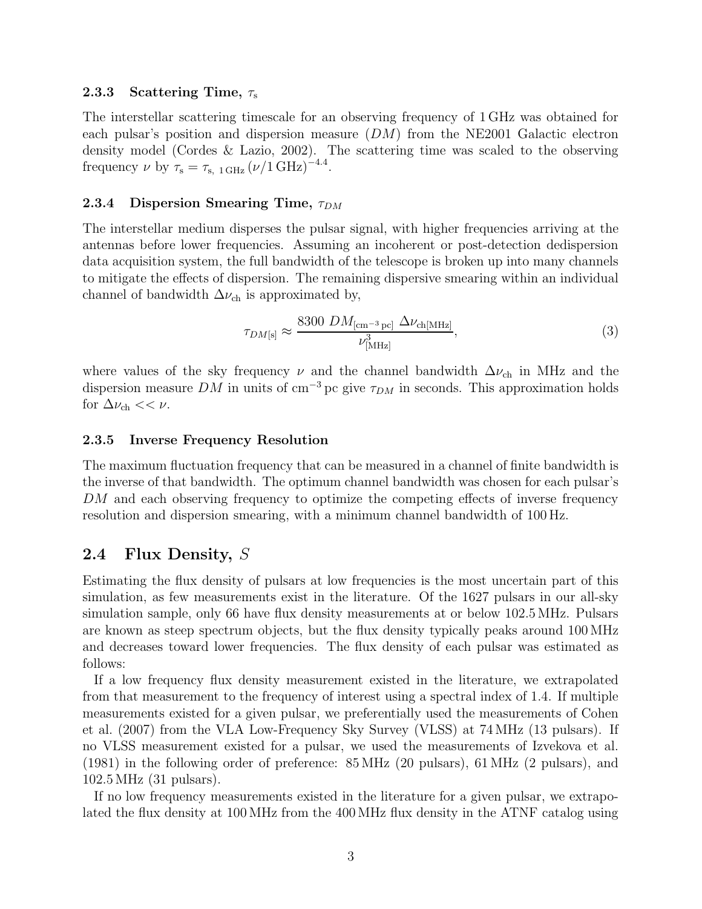#### 2.3.3 Scattering Time, $\tau_{\mathrm{s}}$

The interstellar scattering timescale for an observing frequency of 1 GHz was obtained for each pulsar's position and dispersion measure ($DM$) from the NE2001 Galactic electron density model (Cordes & Lazio, 2002). The scattering time was scaled to the observing frequency $\nu$ by $\tau_{\mathrm{s}} = \tau_{\mathrm{s,\ 1\,GHz}} \, (\nu/1\,\mathrm{GHz})^{-4.4}$.

#### 2.3.4 Dispersion Smearing Time, $\tau_{DM}$

The interstellar medium disperses the pulsar signal, with higher frequencies arriving at the antennas before lower frequencies. Assuming an incoherent or post-detection dedispersion data acquisition system, the full bandwidth of the telescope is broken up into many channels to mitigate the effects of dispersion. The remaining dispersive smearing within an individual channel of bandwidth $\Delta\nu_{\mathrm{ch}}$ is approximated by,

$$\tau_{DM[\mathrm{s}]} \approx \frac{8300 \ DM_{[\mathrm{cm^{-3}\,pc}]} \ \Delta\nu_{\mathrm{ch[MHz]}}}{\nu^3_{[\mathrm{MHz}]}}, \tag{3}$$

where values of the sky frequency $\nu$ and the channel bandwidth $\Delta\nu_{\mathrm{ch}}$ in MHz and the dispersion measure $DM$ in units of $\mathrm{cm^{-3}\,pc}$ give $\tau_{DM}$ in seconds. This approximation holds for $\Delta\nu_{\mathrm{ch}} << \nu$.

#### 2.3.5 Inverse Frequency Resolution

The maximum fluctuation frequency that can be measured in a channel of finite bandwidth is the inverse of that bandwidth. The optimum channel bandwidth was chosen for each pulsar's $DM$ and each observing frequency to optimize the competing effects of inverse frequency resolution and dispersion smearing, with a minimum channel bandwidth of 100 Hz.

### 2.4 Flux Density, $S$

Estimating the flux density of pulsars at low frequencies is the most uncertain part of this simulation, as few measurements exist in the literature. Of the 1627 pulsars in our all-sky simulation sample, only 66 have flux density measurements at or below 102.5 MHz. Pulsars are known as steep spectrum objects, but the flux density typically peaks around 100 MHz and decreases toward lower frequencies. The flux density of each pulsar was estimated as follows:

If a low frequency flux density measurement existed in the literature, we extrapolated from that measurement to the frequency of interest using a spectral index of 1.4. If multiple measurements existed for a given pulsar, we preferentially used the measurements of Cohen et al. (2007) from the VLA Low-Frequency Sky Survey (VLSS) at 74 MHz (13 pulsars). If no VLSS measurement existed for a pulsar, we used the measurements of Izvekova et al. (1981) in the following order of preference: 85 MHz (20 pulsars), 61 MHz (2 pulsars), and 102.5 MHz (31 pulsars).

If no low frequency measurements existed in the literature for a given pulsar, we extrapolated the flux density at 100 MHz from the 400 MHz flux density in the ATNF catalog using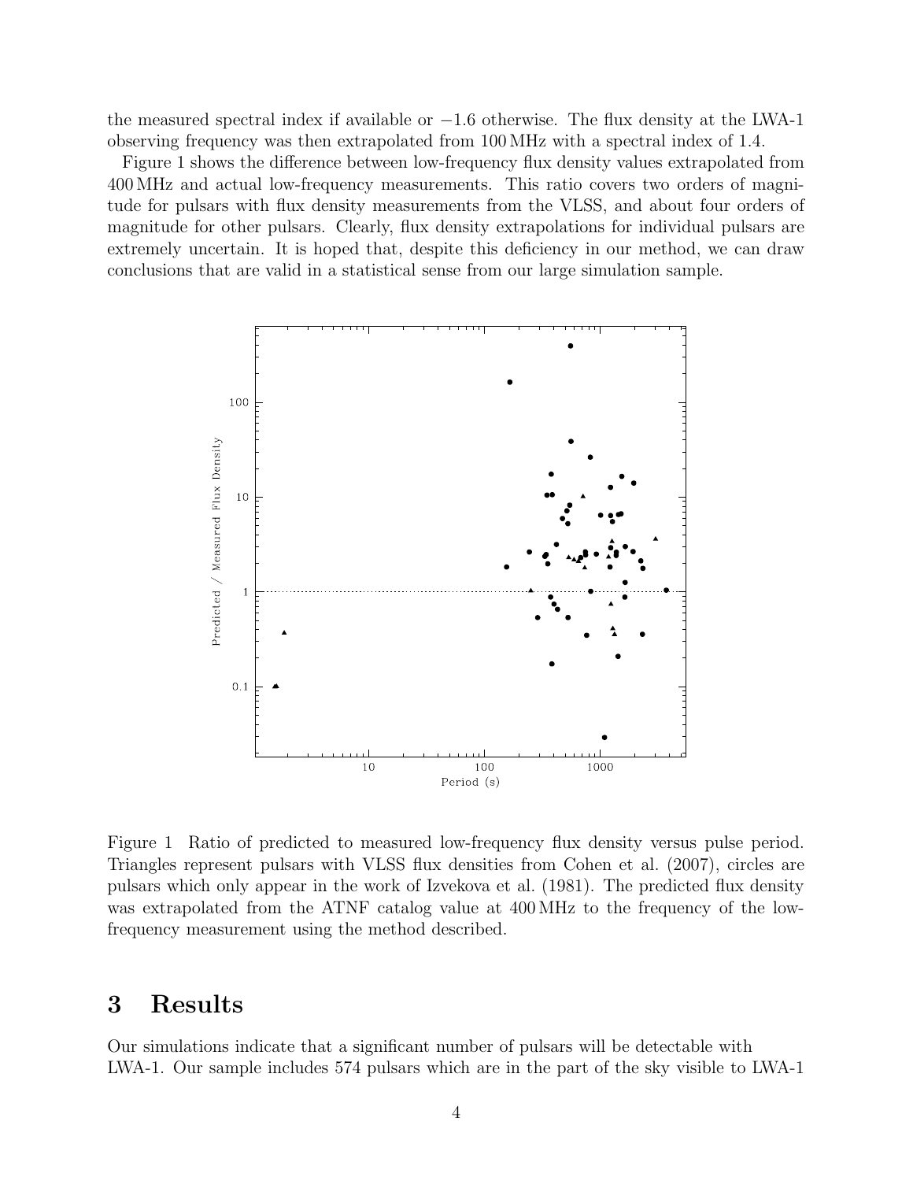the measured spectral index if available or −1.6 otherwise. The flux density at the LWA-1 observing frequency was then extrapolated from 100 MHz with a spectral index of 1.4.

Figure 1 shows the difference between low-frequency flux density values extrapolated from 400 MHz and actual low-frequency measurements. This ratio covers two orders of magnitude for pulsars with flux density measurements from the VLSS, and about four orders of magnitude for other pulsars. Clearly, flux density extrapolations for individual pulsars are extremely uncertain. It is hoped that, despite this deficiency in our method, we can draw conclusions that are valid in a statistical sense from our large simulation sample.

Figure 1 Ratio of predicted to measured low-frequency flux density versus pulse period. Triangles represent pulsars with VLSS flux densities from Cohen et al. (2007), circles are pulsars which only appear in the work of Izvekova et al. (1981). The predicted flux density was extrapolated from the ATNF catalog value at 400 MHz to the frequency of the low-frequency measurement using the method described.

## 3 Results

Our simulations indicate that a significant number of pulsars will be detectable with LWA-1. Our sample includes 574 pulsars which are in the part of the sky visible to LWA-1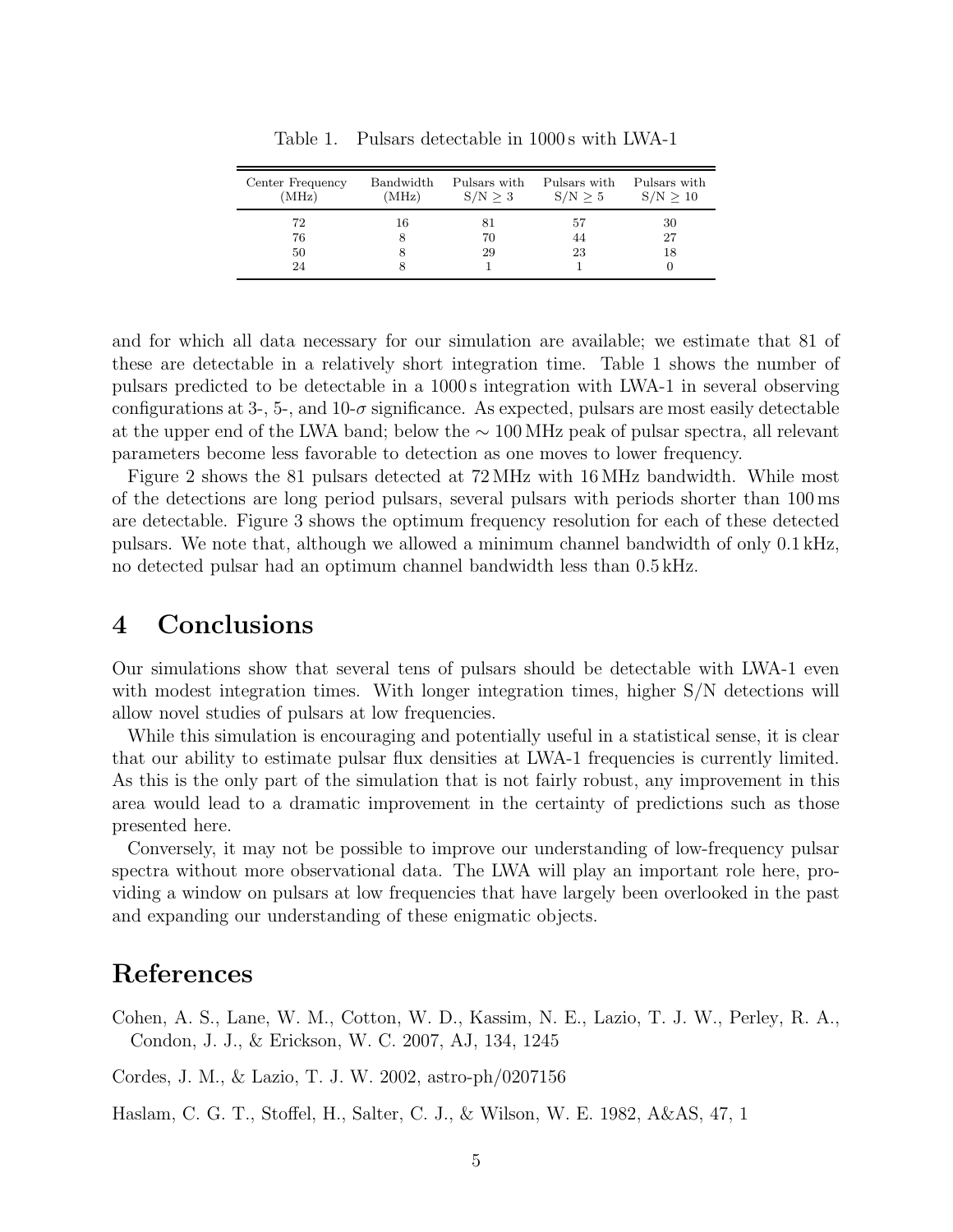Table 1. Pulsars detectable in 1000 s with LWA-1

| Center Frequency (MHz) | Bandwidth (MHz) | Pulsars with $S/N \geq 3$ | Pulsars with $S/N \geq 5$ | Pulsars with $S/N \geq 10$ |
|---|---|---|---|---|
| 72 | 16 | 81 | 57 | 30 |
| 76 | 8 | 70 | 44 | 27 |
| 50 | 8 | 29 | 23 | 18 |
| 24 | 8 | 1 | 1 | 0 |

and for which all data necessary for our simulation are available; we estimate that 81 of these are detectable in a relatively short integration time. Table 1 shows the number of pulsars predicted to be detectable in a 1000 s integration with LWA-1 in several observing configurations at 3-, 5-, and 10-$\sigma$ significance. As expected, pulsars are most easily detectable at the upper end of the LWA band; below the $\sim 100$ MHz peak of pulsar spectra, all relevant parameters become less favorable to detection as one moves to lower frequency.

Figure 2 shows the 81 pulsars detected at 72 MHz with 16 MHz bandwidth. While most of the detections are long period pulsars, several pulsars with periods shorter than 100 ms are detectable. Figure 3 shows the optimum frequency resolution for each of these detected pulsars. We note that, although we allowed a minimum channel bandwidth of only 0.1 kHz, no detected pulsar had an optimum channel bandwidth less than 0.5 kHz.

# 4 Conclusions

Our simulations show that several tens of pulsars should be detectable with LWA-1 even with modest integration times. With longer integration times, higher S/N detections will allow novel studies of pulsars at low frequencies.

While this simulation is encouraging and potentially useful in a statistical sense, it is clear that our ability to estimate pulsar flux densities at LWA-1 frequencies is currently limited. As this is the only part of the simulation that is not fairly robust, any improvement in this area would lead to a dramatic improvement in the certainty of predictions such as those presented here.

Conversely, it may not be possible to improve our understanding of low-frequency pulsar spectra without more observational data. The LWA will play an important role here, providing a window on pulsars at low frequencies that have largely been overlooked in the past and expanding our understanding of these enigmatic objects.

# References

Cohen, A. S., Lane, W. M., Cotton, W. D., Kassim, N. E., Lazio, T. J. W., Perley, R. A., Condon, J. J., & Erickson, W. C. 2007, AJ, 134, 1245

Cordes, J. M., & Lazio, T. J. W. 2002, astro-ph/0207156

Haslam, C. G. T., Stoffel, H., Salter, C. J., & Wilson, W. E. 1982, A&AS, 47, 1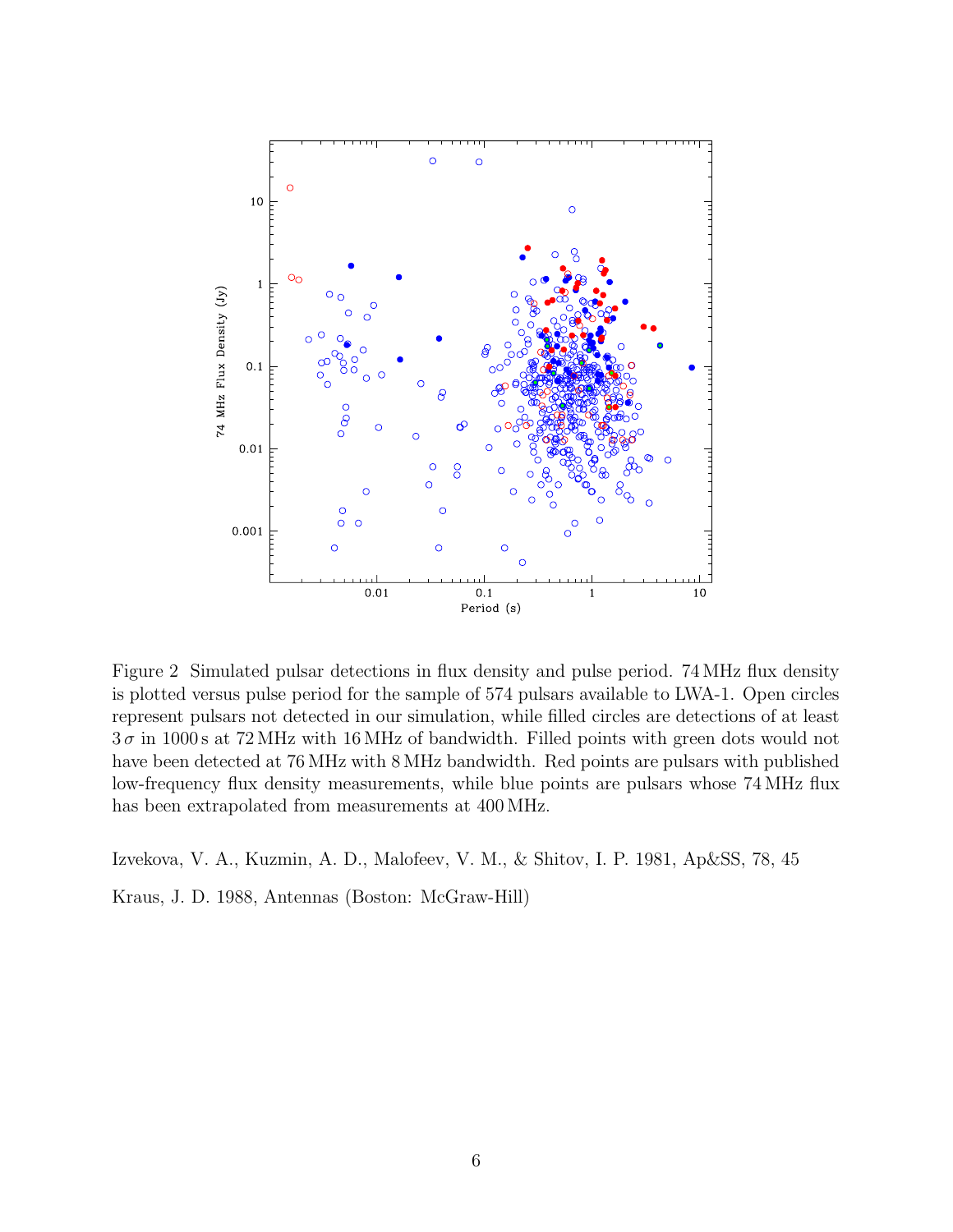Figure 2 Simulated pulsar detections in flux density and pulse period. 74 MHz flux density is plotted versus pulse period for the sample of 574 pulsars available to LWA-1. Open circles represent pulsars not detected in our simulation, while filled circles are detections of at least $3\,\sigma$ in 1000 s at 72 MHz with 16 MHz of bandwidth. Filled points with green dots would not have been detected at 76 MHz with 8 MHz bandwidth. Red points are pulsars with published low-frequency flux density measurements, while blue points are pulsars whose 74 MHz flux has been extrapolated from measurements at 400 MHz.

Izvekova, V. A., Kuzmin, A. D., Malofeev, V. M., & Shitov, I. P. 1981, Ap&SS, 78, 45

Kraus, J. D. 1988, Antennas (Boston: McGraw-Hill)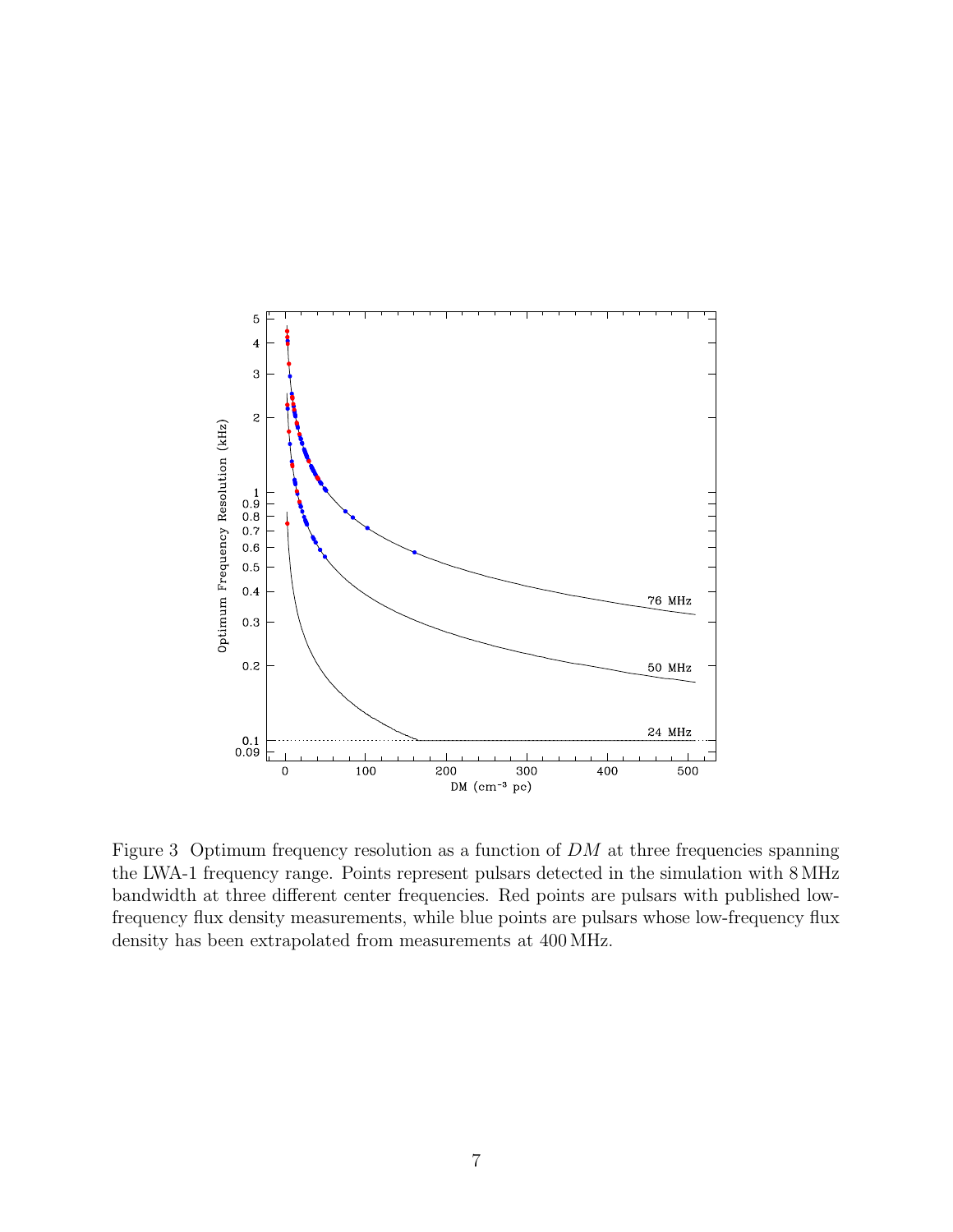Optimum Frequency Resolution (kHz)

5
4
3
2
1
0.9
0.8
0.7
0.6
0.5
0.4
0.3
0.2
0.1
0.09

0
100
200
300
400
500

DM (cm⁻³ pc)

76 MHz
50 MHz
24 MHz

Figure 3 Optimum frequency resolution as a function of $DM$ at three frequencies spanning the LWA-1 frequency range. Points represent pulsars detected in the simulation with 8 MHz bandwidth at three different center frequencies. Red points are pulsars with published low-frequency flux density measurements, while blue points are pulsars whose low-frequency flux density has been extrapolated from measurements at 400 MHz.